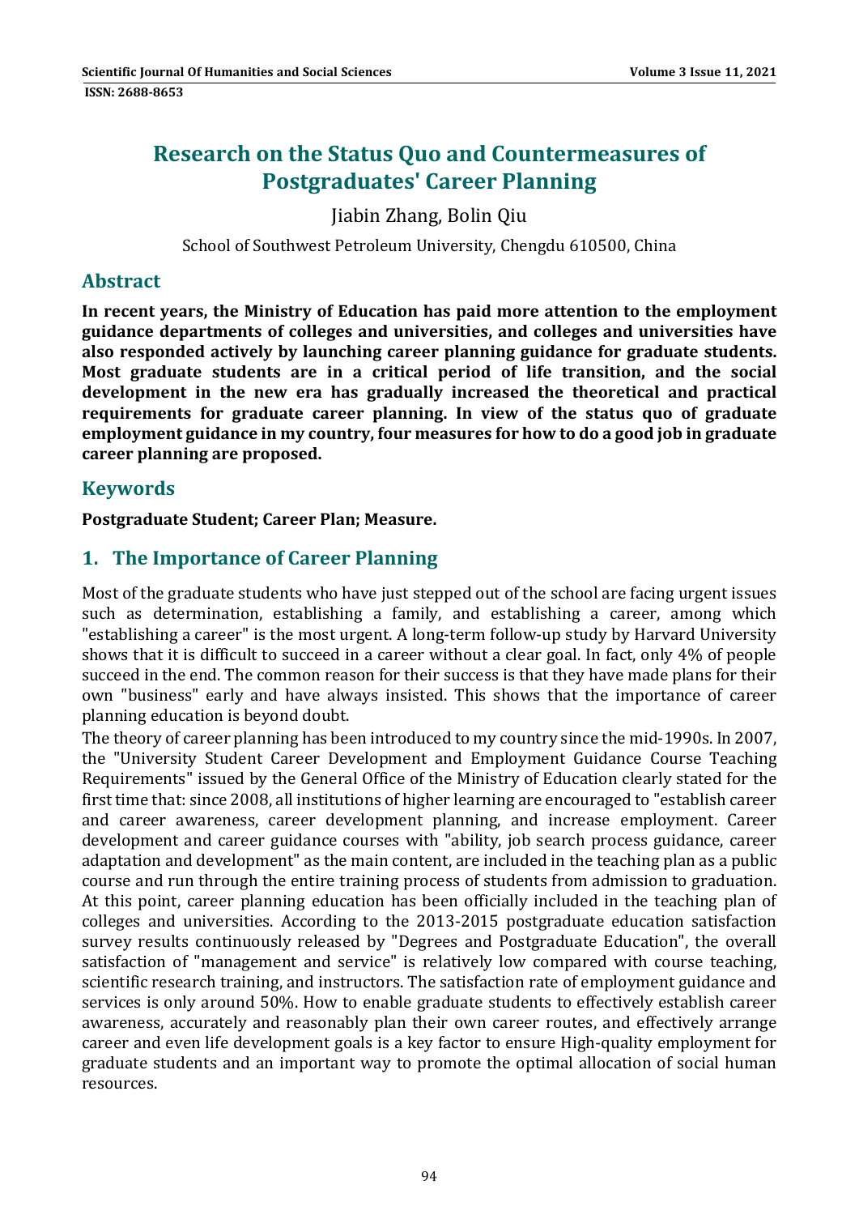# Research on the Status Quo and Countermeasures of Postgraduates' Career Planning

Jiabin Zhang, Bolin Qiu

School of Southwest Petroleum University, Chengdu 610500, China

## Abstract

**In recent years, the Ministry of Education has paid more attention to the employment guidance departments of colleges and universities, and colleges and universities have also responded actively by launching career planning guidance for graduate students. Most graduate students are in a critical period of life transition, and the social development in the new era has gradually increased the theoretical and practical requirements for graduate career planning. In view of the status quo of graduate employment guidance in my country, four measures for how to do a good job in graduate career planning are proposed.**

## Keywords

**Postgraduate Student; Career Plan; Measure.**

## 1. The Importance of Career Planning

Most of the graduate students who have just stepped out of the school are facing urgent issues such as determination, establishing a family, and establishing a career, among which "establishing a career" is the most urgent. A long-term follow-up study by Harvard University shows that it is difficult to succeed in a career without a clear goal. In fact, only 4% of people succeed in the end. The common reason for their success is that they have made plans for their own "business" early and have always insisted. This shows that the importance of career planning education is beyond doubt.

The theory of career planning has been introduced to my country since the mid-1990s. In 2007, the "University Student Career Development and Employment Guidance Course Teaching Requirements" issued by the General Office of the Ministry of Education clearly stated for the first time that: since 2008, all institutions of higher learning are encouraged to "establish career and career awareness, career development planning, and increase employment. Career development and career guidance courses with "ability, job search process guidance, career adaptation and development" as the main content, are included in the teaching plan as a public course and run through the entire training process of students from admission to graduation. At this point, career planning education has been officially included in the teaching plan of colleges and universities. According to the 2013-2015 postgraduate education satisfaction survey results continuously released by "Degrees and Postgraduate Education", the overall satisfaction of "management and service" is relatively low compared with course teaching, scientific research training, and instructors. The satisfaction rate of employment guidance and services is only around 50%. How to enable graduate students to effectively establish career awareness, accurately and reasonably plan their own career routes, and effectively arrange career and even life development goals is a key factor to ensure High-quality employment for graduate students and an important way to promote the optimal allocation of social human resources.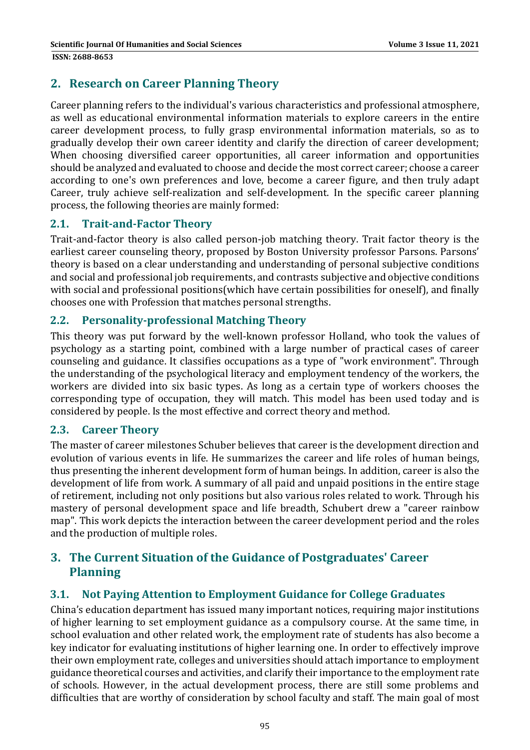## 2. Research on Career Planning Theory

Career planning refers to the individual's various characteristics and professional atmosphere, as well as educational environmental information materials to explore careers in the entire career development process, to fully grasp environmental information materials, so as to gradually develop their own career identity and clarify the direction of career development; When choosing diversified career opportunities, all career information and opportunities should be analyzed and evaluated to choose and decide the most correct career; choose a career according to one's own preferences and love, become a career figure, and then truly adapt Career, truly achieve self-realization and self-development. In the specific career planning process, the following theories are mainly formed:

### 2.1. Trait-and-Factor Theory

Trait-and-factor theory is also called person-job matching theory. Trait factor theory is the earliest career counseling theory, proposed by Boston University professor Parsons. Parsons' theory is based on a clear understanding and understanding of personal subjective conditions and social and professional job requirements, and contrasts subjective and objective conditions with social and professional positions(which have certain possibilities for oneself), and finally chooses one with Profession that matches personal strengths.

### 2.2. Personality-professional Matching Theory

This theory was put forward by the well-known professor Holland, who took the values of psychology as a starting point, combined with a large number of practical cases of career counseling and guidance. It classifies occupations as a type of "work environment". Through the understanding of the psychological literacy and employment tendency of the workers, the workers are divided into six basic types. As long as a certain type of workers chooses the corresponding type of occupation, they will match. This model has been used today and is considered by people. Is the most effective and correct theory and method.

### 2.3. Career Theory

The master of career milestones Schuber believes that career is the development direction and evolution of various events in life. He summarizes the career and life roles of human beings, thus presenting the inherent development form of human beings. In addition, career is also the development of life from work. A summary of all paid and unpaid positions in the entire stage of retirement, including not only positions but also various roles related to work. Through his mastery of personal development space and life breadth, Schubert drew a "career rainbow map". This work depicts the interaction between the career development period and the roles and the production of multiple roles.

## 3. The Current Situation of the Guidance of Postgraduates' Career Planning

### 3.1. Not Paying Attention to Employment Guidance for College Graduates

China's education department has issued many important notices, requiring major institutions of higher learning to set employment guidance as a compulsory course. At the same time, in school evaluation and other related work, the employment rate of students has also become a key indicator for evaluating institutions of higher learning one. In order to effectively improve their own employment rate, colleges and universities should attach importance to employment guidance theoretical courses and activities, and clarify their importance to the employment rate of schools. However, in the actual development process, there are still some problems and difficulties that are worthy of consideration by school faculty and staff. The main goal of most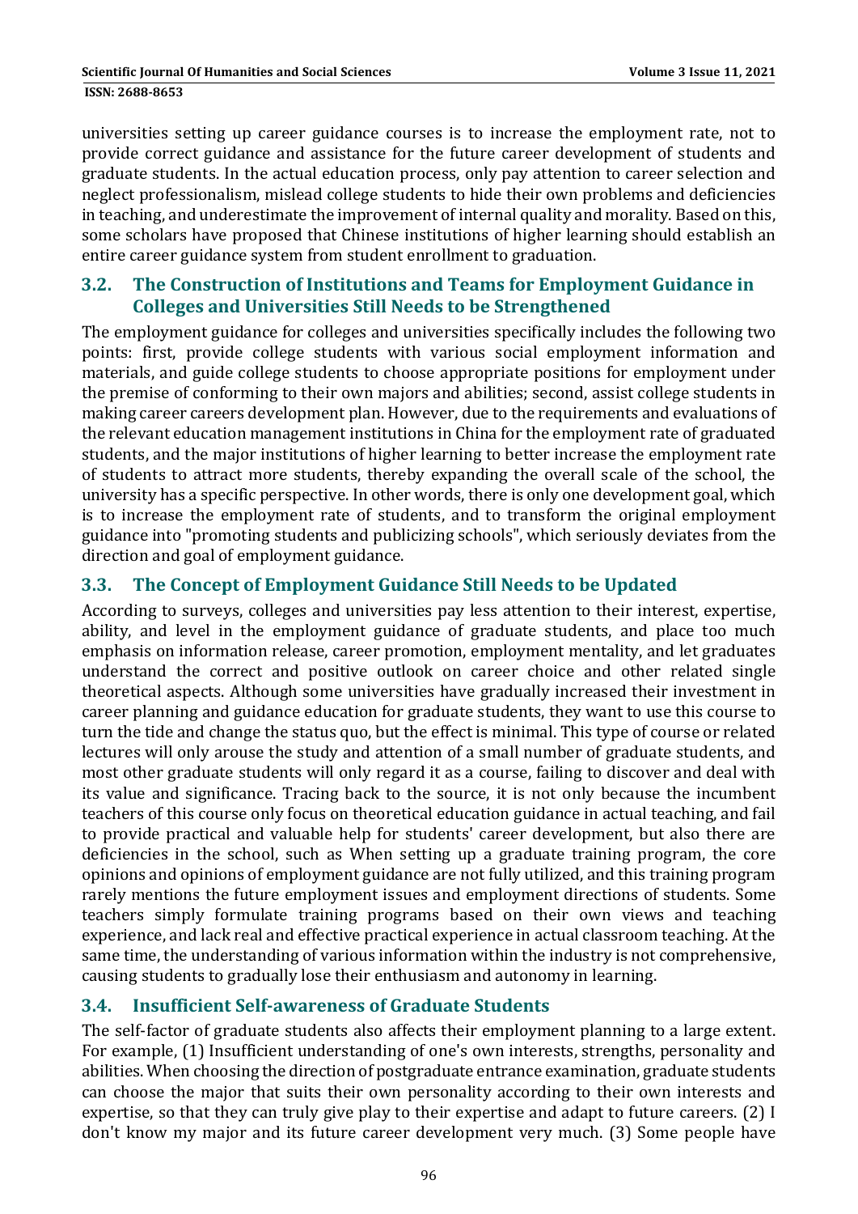universities setting up career guidance courses is to increase the employment rate, not to provide correct guidance and assistance for the future career development of students and graduate students. In the actual education process, only pay attention to career selection and neglect professionalism, mislead college students to hide their own problems and deficiencies in teaching, and underestimate the improvement of internal quality and morality. Based on this, some scholars have proposed that Chinese institutions of higher learning should establish an entire career guidance system from student enrollment to graduation.

## 3.2. The Construction of Institutions and Teams for Employment Guidance in Colleges and Universities Still Needs to be Strengthened

The employment guidance for colleges and universities specifically includes the following two points: first, provide college students with various social employment information and materials, and guide college students to choose appropriate positions for employment under the premise of conforming to their own majors and abilities; second, assist college students in making career careers development plan. However, due to the requirements and evaluations of the relevant education management institutions in China for the employment rate of graduated students, and the major institutions of higher learning to better increase the employment rate of students to attract more students, thereby expanding the overall scale of the school, the university has a specific perspective. In other words, there is only one development goal, which is to increase the employment rate of students, and to transform the original employment guidance into "promoting students and publicizing schools", which seriously deviates from the direction and goal of employment guidance.

## 3.3. The Concept of Employment Guidance Still Needs to be Updated

According to surveys, colleges and universities pay less attention to their interest, expertise, ability, and level in the employment guidance of graduate students, and place too much emphasis on information release, career promotion, employment mentality, and let graduates understand the correct and positive outlook on career choice and other related single theoretical aspects. Although some universities have gradually increased their investment in career planning and guidance education for graduate students, they want to use this course to turn the tide and change the status quo, but the effect is minimal. This type of course or related lectures will only arouse the study and attention of a small number of graduate students, and most other graduate students will only regard it as a course, failing to discover and deal with its value and significance. Tracing back to the source, it is not only because the incumbent teachers of this course only focus on theoretical education guidance in actual teaching, and fail to provide practical and valuable help for students' career development, but also there are deficiencies in the school, such as When setting up a graduate training program, the core opinions and opinions of employment guidance are not fully utilized, and this training program rarely mentions the future employment issues and employment directions of students. Some teachers simply formulate training programs based on their own views and teaching experience, and lack real and effective practical experience in actual classroom teaching. At the same time, the understanding of various information within the industry is not comprehensive, causing students to gradually lose their enthusiasm and autonomy in learning.

## 3.4. Insufficient Self-awareness of Graduate Students

The self-factor of graduate students also affects their employment planning to a large extent. For example, (1) Insufficient understanding of one's own interests, strengths, personality and abilities. When choosing the direction of postgraduate entrance examination, graduate students can choose the major that suits their own personality according to their own interests and expertise, so that they can truly give play to their expertise and adapt to future careers. (2) I don't know my major and its future career development very much. (3) Some people have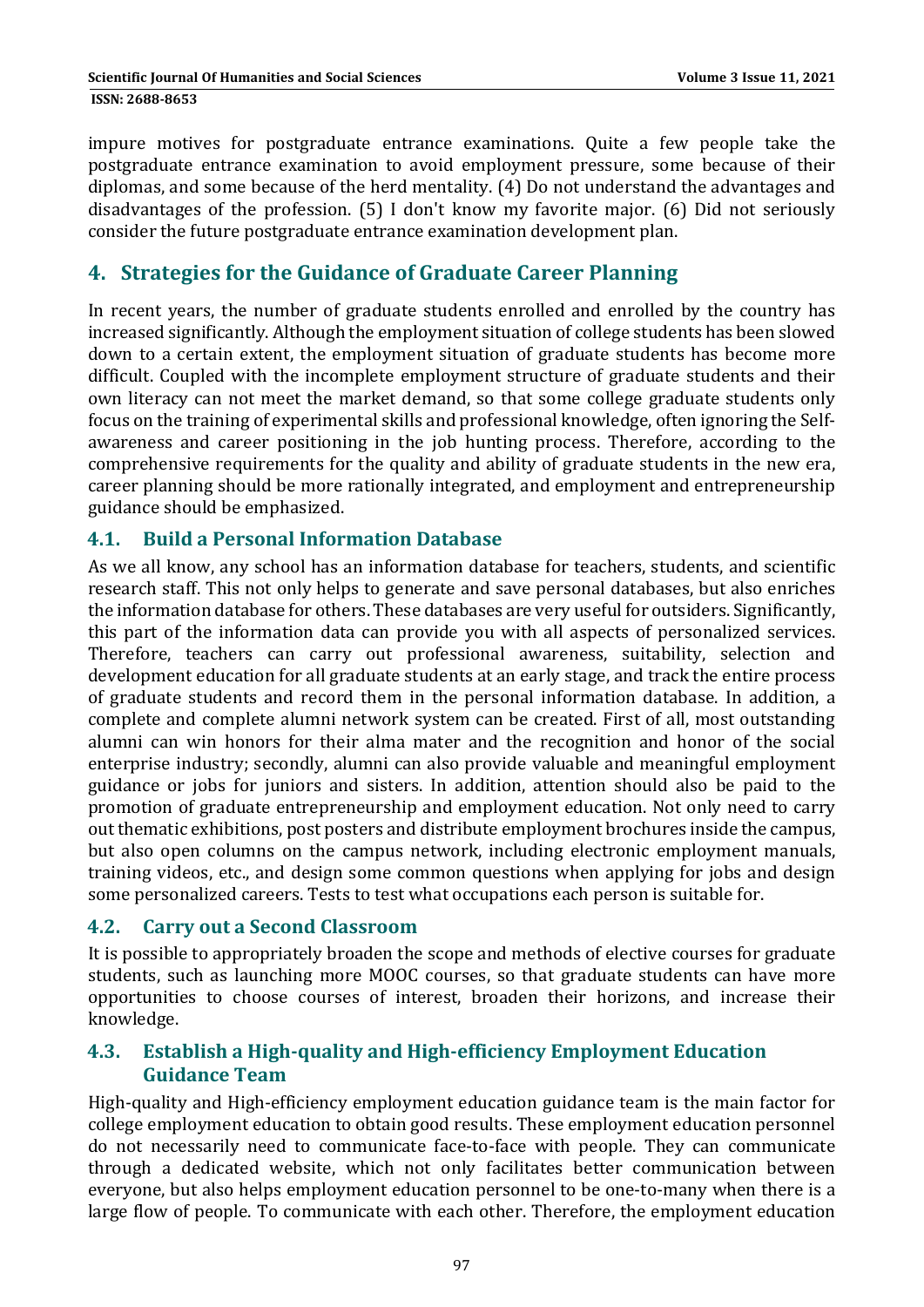impure motives for postgraduate entrance examinations. Quite a few people take the postgraduate entrance examination to avoid employment pressure, some because of their diplomas, and some because of the herd mentality. (4) Do not understand the advantages and disadvantages of the profession. (5) I don't know my favorite major. (6) Did not seriously consider the future postgraduate entrance examination development plan.

## 4. Strategies for the Guidance of Graduate Career Planning

In recent years, the number of graduate students enrolled and enrolled by the country has increased significantly. Although the employment situation of college students has been slowed down to a certain extent, the employment situation of graduate students has become more difficult. Coupled with the incomplete employment structure of graduate students and their own literacy can not meet the market demand, so that some college graduate students only focus on the training of experimental skills and professional knowledge, often ignoring the Self-awareness and career positioning in the job hunting process. Therefore, according to the comprehensive requirements for the quality and ability of graduate students in the new era, career planning should be more rationally integrated, and employment and entrepreneurship guidance should be emphasized.

### 4.1. Build a Personal Information Database

As we all know, any school has an information database for teachers, students, and scientific research staff. This not only helps to generate and save personal databases, but also enriches the information database for others. These databases are very useful for outsiders. Significantly, this part of the information data can provide you with all aspects of personalized services. Therefore, teachers can carry out professional awareness, suitability, selection and development education for all graduate students at an early stage, and track the entire process of graduate students and record them in the personal information database. In addition, a complete and complete alumni network system can be created. First of all, most outstanding alumni can win honors for their alma mater and the recognition and honor of the social enterprise industry; secondly, alumni can also provide valuable and meaningful employment guidance or jobs for juniors and sisters. In addition, attention should also be paid to the promotion of graduate entrepreneurship and employment education. Not only need to carry out thematic exhibitions, post posters and distribute employment brochures inside the campus, but also open columns on the campus network, including electronic employment manuals, training videos, etc., and design some common questions when applying for jobs and design some personalized careers. Tests to test what occupations each person is suitable for.

### 4.2. Carry out a Second Classroom

It is possible to appropriately broaden the scope and methods of elective courses for graduate students, such as launching more MOOC courses, so that graduate students can have more opportunities to choose courses of interest, broaden their horizons, and increase their knowledge.

### 4.3. Establish a High-quality and High-efficiency Employment Education Guidance Team

High-quality and High-efficiency employment education guidance team is the main factor for college employment education to obtain good results. These employment education personnel do not necessarily need to communicate face-to-face with people. They can communicate through a dedicated website, which not only facilitates better communication between everyone, but also helps employment education personnel to be one-to-many when there is a large flow of people. To communicate with each other. Therefore, the employment education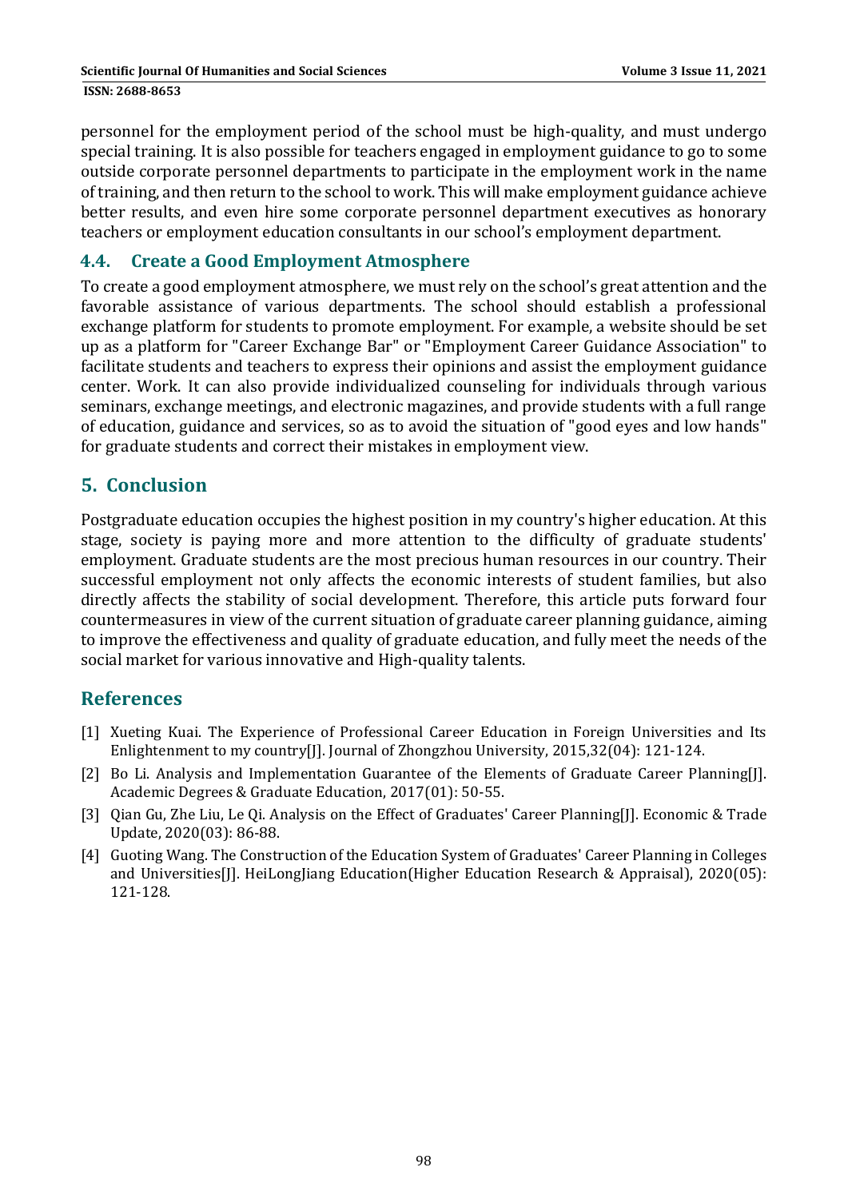personnel for the employment period of the school must be high-quality, and must undergo special training. It is also possible for teachers engaged in employment guidance to go to some outside corporate personnel departments to participate in the employment work in the name of training, and then return to the school to work. This will make employment guidance achieve better results, and even hire some corporate personnel department executives as honorary teachers or employment education consultants in our school's employment department.

### 4.4. Create a Good Employment Atmosphere

To create a good employment atmosphere, we must rely on the school's great attention and the favorable assistance of various departments. The school should establish a professional exchange platform for students to promote employment. For example, a website should be set up as a platform for "Career Exchange Bar" or "Employment Career Guidance Association" to facilitate students and teachers to express their opinions and assist the employment guidance center. Work. It can also provide individualized counseling for individuals through various seminars, exchange meetings, and electronic magazines, and provide students with a full range of education, guidance and services, so as to avoid the situation of "good eyes and low hands" for graduate students and correct their mistakes in employment view.

## 5. Conclusion

Postgraduate education occupies the highest position in my country's higher education. At this stage, society is paying more and more attention to the difficulty of graduate students' employment. Graduate students are the most precious human resources in our country. Their successful employment not only affects the economic interests of student families, but also directly affects the stability of social development. Therefore, this article puts forward four countermeasures in view of the current situation of graduate career planning guidance, aiming to improve the effectiveness and quality of graduate education, and fully meet the needs of the social market for various innovative and High-quality talents.

## References

[1] Xueting Kuai. The Experience of Professional Career Education in Foreign Universities and Its Enlightenment to my country[J]. Journal of Zhongzhou University, 2015,32(04): 121-124.

[2] Bo Li. Analysis and Implementation Guarantee of the Elements of Graduate Career Planning[J]. Academic Degrees & Graduate Education, 2017(01): 50-55.

[3] Qian Gu, Zhe Liu, Le Qi. Analysis on the Effect of Graduates' Career Planning[J]. Economic & Trade Update, 2020(03): 86-88.

[4] Guoting Wang. The Construction of the Education System of Graduates' Career Planning in Colleges and Universities[J]. HeiLongJiang Education(Higher Education Research & Appraisal), 2020(05): 121-128.